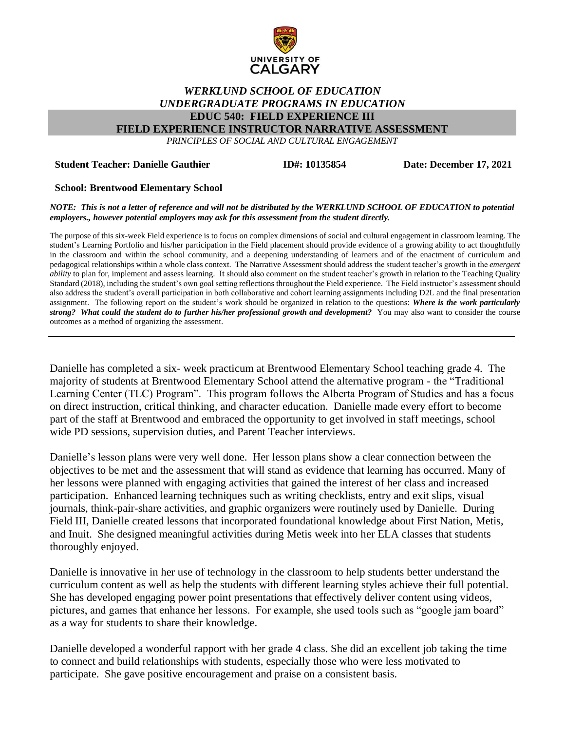UNIVERSITY OF CALGARY

# *WERKLUND SCHOOL OF EDUCATION*
## *UNDERGRADUATE PROGRAMS IN EDUCATION*
## EDUC 540: FIELD EXPERIENCE III
## FIELD EXPERIENCE INSTRUCTOR NARRATIVE ASSESSMENT

*PRINCIPLES OF SOCIAL AND CULTURAL ENGAGEMENT*

**Student Teacher: Danielle Gauthier** **ID#: 10135854** **Date: December 17, 2021**

**School: Brentwood Elementary School**

***NOTE: This is not a letter of reference and will not be distributed by the WERKLUND SCHOOL OF EDUCATION to potential employers., however potential employers may ask for this assessment from the student directly.***

The purpose of this six-week Field experience is to focus on complex dimensions of social and cultural engagement in classroom learning. The student's Learning Portfolio and his/her participation in the Field placement should provide evidence of a growing ability to act thoughtfully in the classroom and within the school community, and a deepening understanding of learners and of the enactment of curriculum and pedagogical relationships within a whole class context. The Narrative Assessment should address the student teacher's growth in the *emergent ability* to plan for, implement and assess learning. It should also comment on the student teacher's growth in relation to the Teaching Quality Standard (2018), including the student's own goal setting reflections throughout the Field experience. The Field instructor's assessment should also address the student's overall participation in both collaborative and cohort learning assignments including D2L and the final presentation assignment. The following report on the student's work should be organized in relation to the questions: ***Where is the work particularly strong? What could the student do to further his/her professional growth and development?*** You may also want to consider the course outcomes as a method of organizing the assessment.

---

Danielle has completed a six- week practicum at Brentwood Elementary School teaching grade 4. The majority of students at Brentwood Elementary School attend the alternative program - the "Traditional Learning Center (TLC) Program". This program follows the Alberta Program of Studies and has a focus on direct instruction, critical thinking, and character education. Danielle made every effort to become part of the staff at Brentwood and embraced the opportunity to get involved in staff meetings, school wide PD sessions, supervision duties, and Parent Teacher interviews.

Danielle's lesson plans were very well done. Her lesson plans show a clear connection between the objectives to be met and the assessment that will stand as evidence that learning has occurred. Many of her lessons were planned with engaging activities that gained the interest of her class and increased participation. Enhanced learning techniques such as writing checklists, entry and exit slips, visual journals, think-pair-share activities, and graphic organizers were routinely used by Danielle. During Field III, Danielle created lessons that incorporated foundational knowledge about First Nation, Metis, and Inuit. She designed meaningful activities during Metis week into her ELA classes that students thoroughly enjoyed.

Danielle is innovative in her use of technology in the classroom to help students better understand the curriculum content as well as help the students with different learning styles achieve their full potential. She has developed engaging power point presentations that effectively deliver content using videos, pictures, and games that enhance her lessons. For example, she used tools such as "google jam board" as a way for students to share their knowledge.

Danielle developed a wonderful rapport with her grade 4 class. She did an excellent job taking the time to connect and build relationships with students, especially those who were less motivated to participate. She gave positive encouragement and praise on a consistent basis.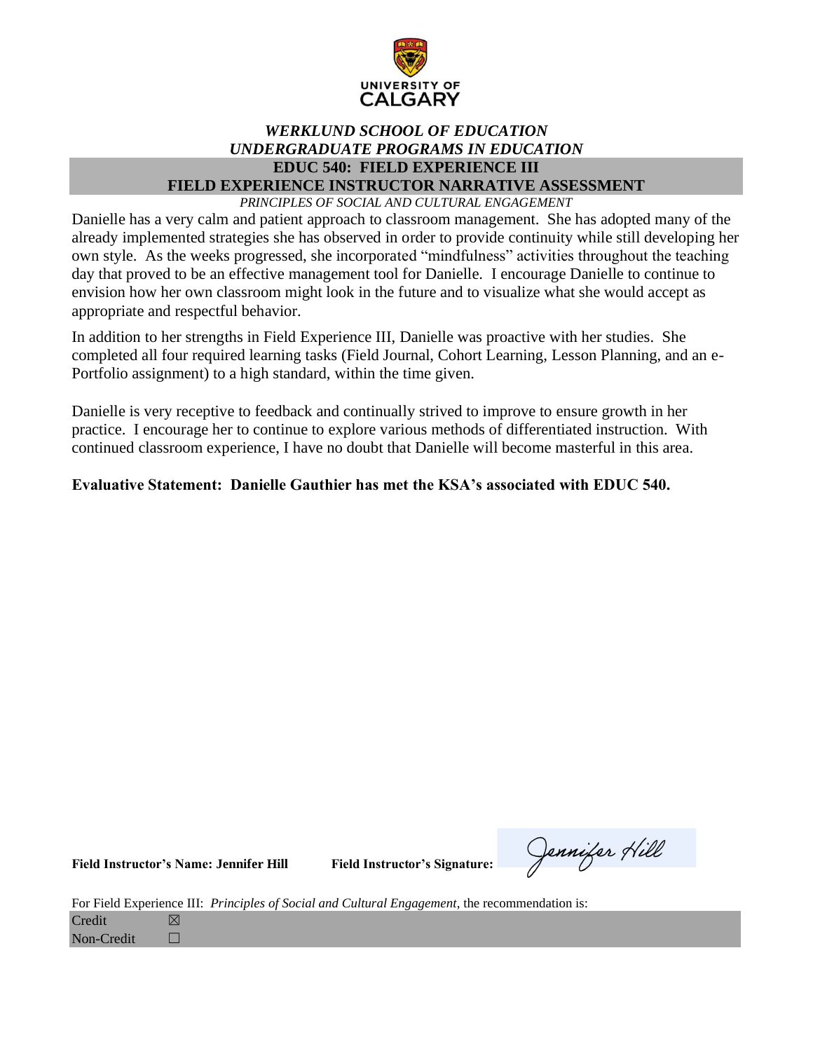UNIVERSITY OF CALGARY

*WERKLUND SCHOOL OF EDUCATION*
*UNDERGRADUATE PROGRAMS IN EDUCATION*

# EDUC 540: FIELD EXPERIENCE III
## FIELD EXPERIENCE INSTRUCTOR NARRATIVE ASSESSMENT

*PRINCIPLES OF SOCIAL AND CULTURAL ENGAGEMENT*

Danielle has a very calm and patient approach to classroom management. She has adopted many of the already implemented strategies she has observed in order to provide continuity while still developing her own style. As the weeks progressed, she incorporated "mindfulness" activities throughout the teaching day that proved to be an effective management tool for Danielle. I encourage Danielle to continue to envision how her own classroom might look in the future and to visualize what she would accept as appropriate and respectful behavior.

In addition to her strengths in Field Experience III, Danielle was proactive with her studies. She completed all four required learning tasks (Field Journal, Cohort Learning, Lesson Planning, and an e-Portfolio assignment) to a high standard, within the time given.

Danielle is very receptive to feedback and continually strived to improve to ensure growth in her practice. I encourage her to continue to explore various methods of differentiated instruction. With continued classroom experience, I have no doubt that Danielle will become masterful in this area.

**Evaluative Statement: Danielle Gauthier has met the KSA's associated with EDUC 540.**

**Field Instructor's Name: Jennifer Hill** **Field Instructor's Signature:** Jennifer Hill

For Field Experience III: *Principles of Social and Cultural Engagement*, the recommendation is:

| | |
|---|---|
| Credit | ☒ |
| Non-Credit | ☐ |